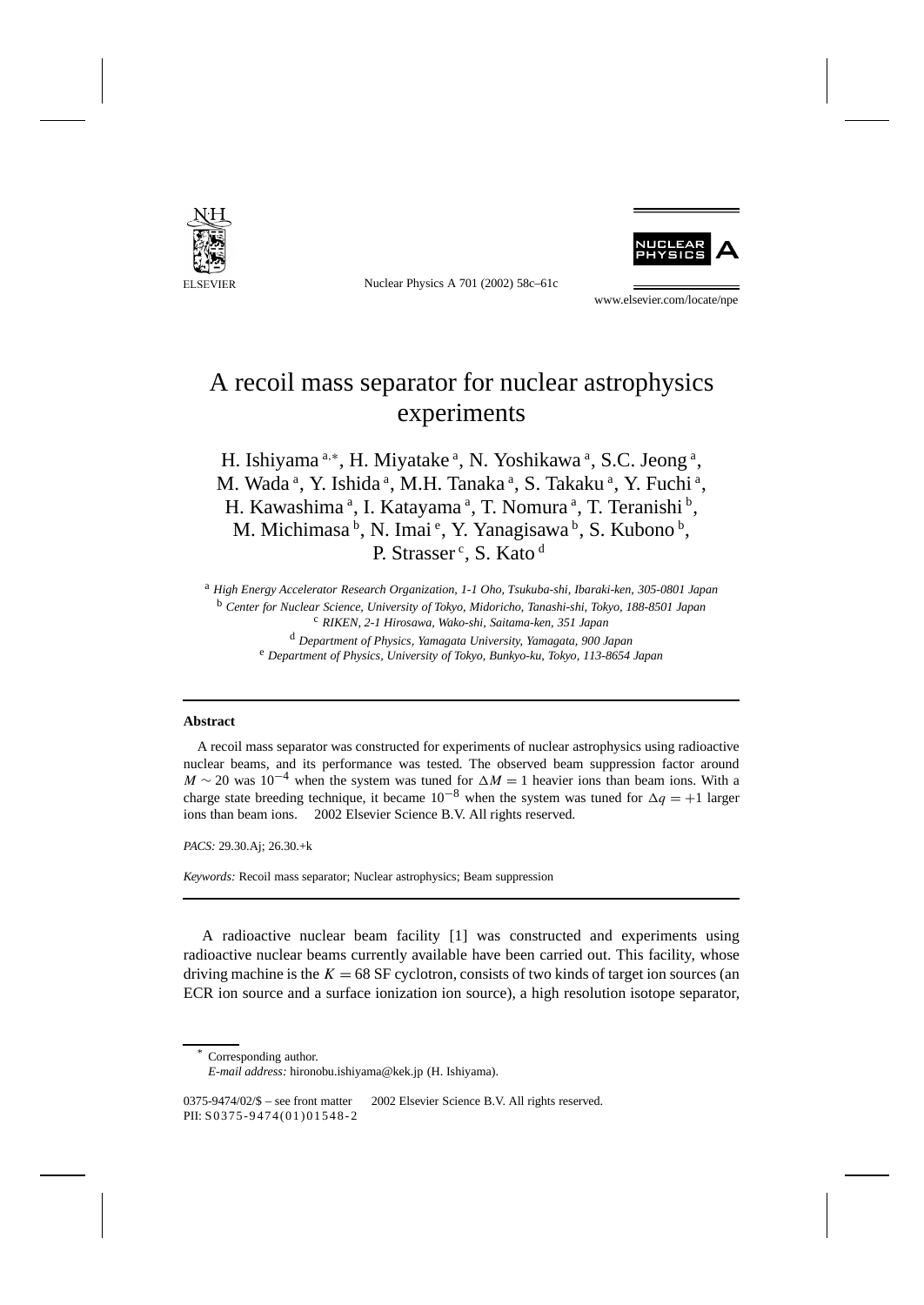# A recoil mass separator for nuclear astrophysics experiments

H. Ishiyama [a,*], H. Miyatake [a], N. Yoshikawa [a], S.C. Jeong [a], M. Wada [a], Y. Ishida [a], M.H. Tanaka [a], S. Takaku [a], Y. Fuchi [a], H. Kawashima [a], I. Katayama [a], T. Nomura [a], T. Teranishi [b], M. Michimasa [b], N. Imai [e], Y. Yanagisawa [b], S. Kubono [b], P. Strasser [c], S. Kato [d]

[a] *High Energy Accelerator Research Organization, 1-1 Oho, Tsukuba-shi, Ibaraki-ken, 305-0801 Japan*
[b] *Center for Nuclear Science, University of Tokyo, Midoricho, Tanashi-shi, Tokyo, 188-8501 Japan*
[c] *RIKEN, 2-1 Hirosawa, Wako-shi, Saitama-ken, 351 Japan*
[d] *Department of Physics, Yamagata University, Yamagata, 900 Japan*
[e] *Department of Physics, University of Tokyo, Bunkyo-ku, Tokyo, 113-8654 Japan*

## Abstract

A recoil mass separator was constructed for experiments of nuclear astrophysics using radioactive nuclear beams, and its performance was tested. The observed beam suppression factor around $M \sim 20$ was $10^{-4}$ when the system was tuned for $\Delta M = 1$ heavier ions than beam ions. With a charge state breeding technique, it became $10^{-8}$ when the system was tuned for $\Delta q = +1$ larger ions than beam ions. © 2002 Elsevier Science B.V. All rights reserved.

*PACS:* 29.30.Aj; 26.30.+k

*Keywords:* Recoil mass separator; Nuclear astrophysics; Beam suppression

A radioactive nuclear beam facility [1] was constructed and experiments using radioactive nuclear beams currently available have been carried out. This facility, whose driving machine is the $K = 68$ SF cyclotron, consists of two kinds of target ion sources (an ECR ion source and a surface ionization ion source), a high resolution isotope separator,

* Corresponding author.
*E-mail address:* hironobu.ishiyama@kek.jp (H. Ishiyama).

0375-9474/02/$ – see front matter © 2002 Elsevier Science B.V. All rights reserved.
PII: S0375-9474(01)01548-2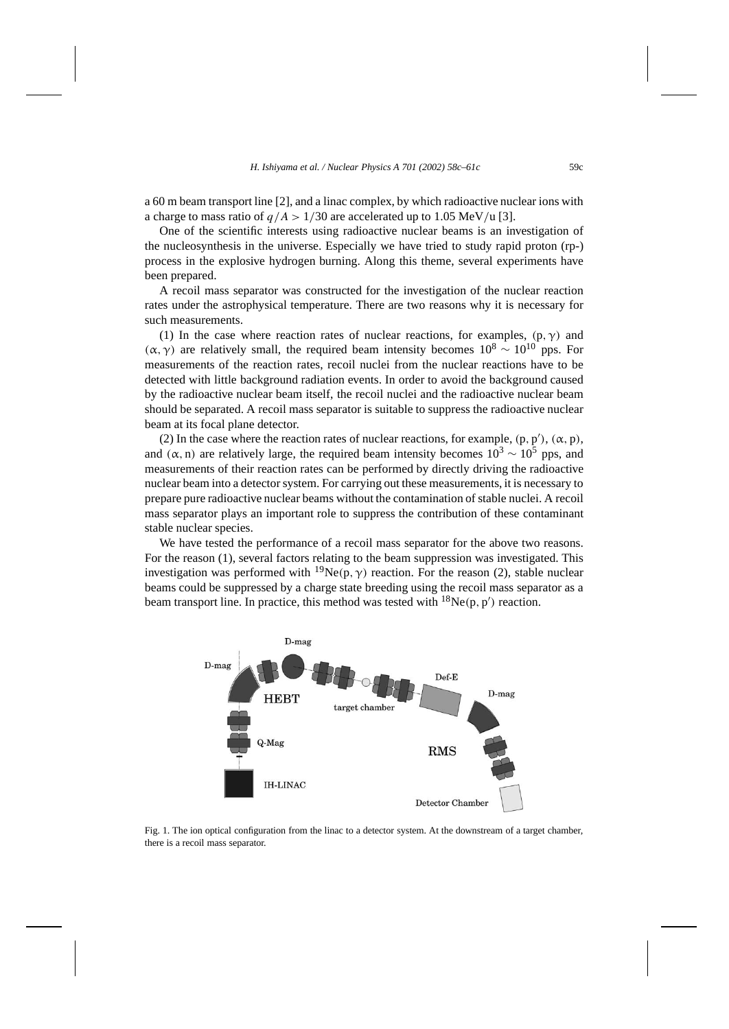a 60 m beam transport line [2], and a linac complex, by which radioactive nuclear ions with a charge to mass ratio of $q/A > 1/30$ are accelerated up to 1.05 MeV/u [3].

One of the scientific interests using radioactive nuclear beams is an investigation of the nucleosynthesis in the universe. Especially we have tried to study rapid proton (rp-) process in the explosive hydrogen burning. Along this theme, several experiments have been prepared.

A recoil mass separator was constructed for the investigation of the nuclear reaction rates under the astrophysical temperature. There are two reasons why it is necessary for such measurements.

(1) In the case where reaction rates of nuclear reactions, for examples, $(\mathrm{p}, \gamma)$ and $(\alpha, \gamma)$ are relatively small, the required beam intensity becomes $10^8 \sim 10^{10}$ pps. For measurements of the reaction rates, recoil nuclei from the nuclear reactions have to be detected with little background radiation events. In order to avoid the background caused by the radioactive nuclear beam itself, the recoil nuclei and the radioactive nuclear beam should be separated. A recoil mass separator is suitable to suppress the radioactive nuclear beam at its focal plane detector.

(2) In the case where the reaction rates of nuclear reactions, for example, $(\mathrm{p}, \mathrm{p}')$, $(\alpha, \mathrm{p})$, and $(\alpha, \mathrm{n})$ are relatively large, the required beam intensity becomes $10^3 \sim 10^5$ pps, and measurements of their reaction rates can be performed by directly driving the radioactive nuclear beam into a detector system. For carrying out these measurements, it is necessary to prepare pure radioactive nuclear beams without the contamination of stable nuclei. A recoil mass separator plays an important role to suppress the contribution of these contaminant stable nuclear species.

We have tested the performance of a recoil mass separator for the above two reasons. For the reason (1), several factors relating to the beam suppression was investigated. This investigation was performed with $^{19}\mathrm{Ne}(\mathrm{p}, \gamma)$ reaction. For the reason (2), stable nuclear beams could be suppressed by a charge state breeding using the recoil mass separator as a beam transport line. In practice, this method was tested with $^{18}\mathrm{Ne}(\mathrm{p}, \mathrm{p}')$ reaction.

Fig. 1. The ion optical configuration from the linac to a detector system. At the downstream of a target chamber, there is a recoil mass separator.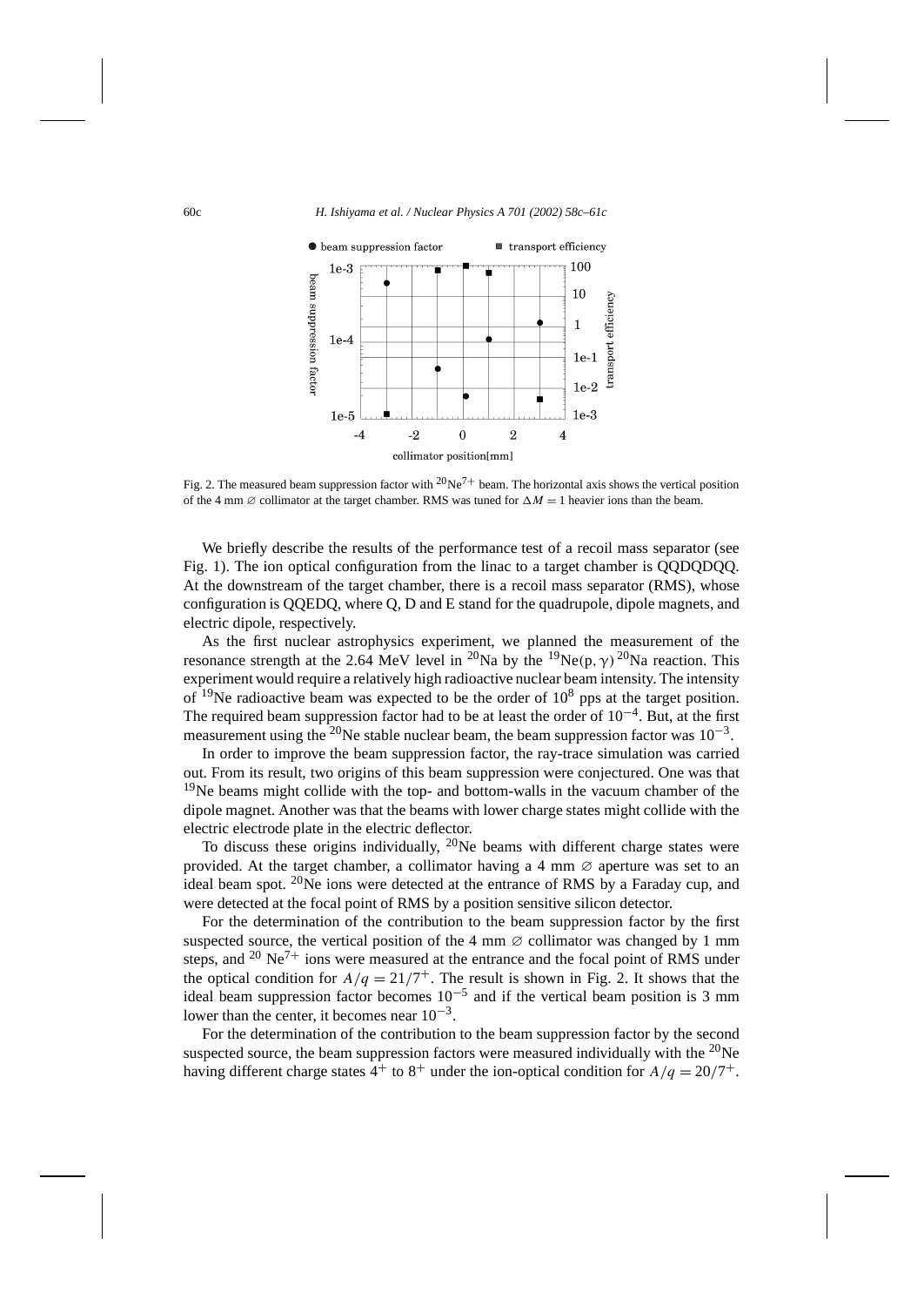Fig. 2. The measured beam suppression factor with $^{20}Ne^{7+}$ beam. The horizontal axis shows the vertical position of the 4 mm ∅ collimator at the target chamber. RMS was tuned for $\Delta M = 1$ heavier ions than the beam.

We briefly describe the results of the performance test of a recoil mass separator (see Fig. 1). The ion optical configuration from the linac to a target chamber is QQDQDQQ. At the downstream of the target chamber, there is a recoil mass separator (RMS), whose configuration is QQEDQ, where Q, D and E stand for the quadrupole, dipole magnets, and electric dipole, respectively.

As the first nuclear astrophysics experiment, we planned the measurement of the resonance strength at the 2.64 MeV level in $^{20}Na$ by the $^{19}Ne(p, \gamma)^{20}Na$ reaction. This experiment would require a relatively high radioactive nuclear beam intensity. The intensity of $^{19}Ne$ radioactive beam was expected to be the order of $10^8$ pps at the target position. The required beam suppression factor had to be at least the order of $10^{-4}$. But, at the first measurement using the $^{20}Ne$ stable nuclear beam, the beam suppression factor was $10^{-3}$.

In order to improve the beam suppression factor, the ray-trace simulation was carried out. From its result, two origins of this beam suppression were conjectured. One was that $^{19}Ne$ beams might collide with the top- and bottom-walls in the vacuum chamber of the dipole magnet. Another was that the beams with lower charge states might collide with the electric electrode plate in the electric deflector.

To discuss these origins individually, $^{20}Ne$ beams with different charge states were provided. At the target chamber, a collimator having a 4 mm ∅ aperture was set to an ideal beam spot. $^{20}Ne$ ions were detected at the entrance of RMS by a Faraday cup, and were detected at the focal point of RMS by a position sensitive silicon detector.

For the determination of the contribution to the beam suppression factor by the first suspected source, the vertical position of the 4 mm ∅ collimator was changed by 1 mm steps, and $^{20}Ne^{7+}$ ions were measured at the entrance and the focal point of RMS under the optical condition for $A/q = 21/7^{+}$. The result is shown in Fig. 2. It shows that the ideal beam suppression factor becomes $10^{-5}$ and if the vertical beam position is 3 mm lower than the center, it becomes near $10^{-3}$.

For the determination of the contribution to the beam suppression factor by the second suspected source, the beam suppression factors were measured individually with the $^{20}Ne$ having different charge states $4^{+}$ to $8^{+}$ under the ion-optical condition for $A/q = 20/7^{+}$.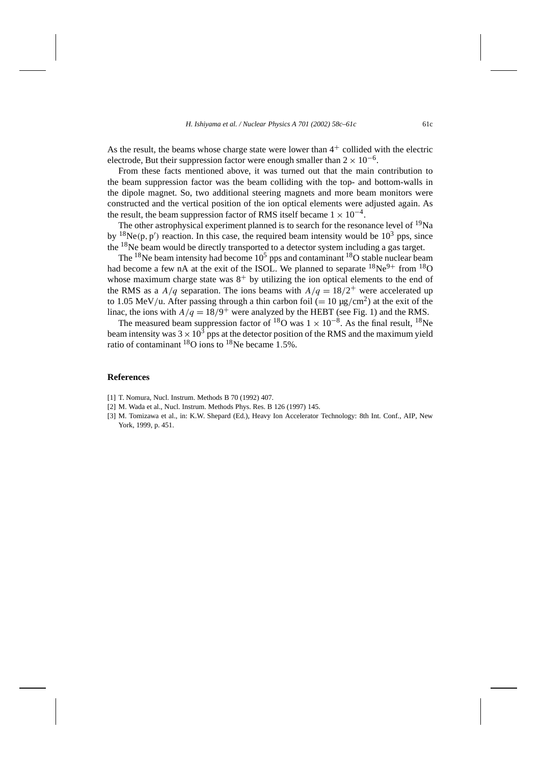As the result, the beams whose charge state were lower than $4^+$ collided with the electric electrode, But their suppression factor were enough smaller than $2 \times 10^{-6}$.

From these facts mentioned above, it was turned out that the main contribution to the beam suppression factor was the beam colliding with the top- and bottom-walls in the dipole magnet. So, two additional steering magnets and more beam monitors were constructed and the vertical position of the ion optical elements were adjusted again. As the result, the beam suppression factor of RMS itself became $1 \times 10^{-4}$.

The other astrophysical experiment planned is to search for the resonance level of $^{19}$Na by $^{18}$Ne(p, p′) reaction. In this case, the required beam intensity would be $10^3$ pps, since the $^{18}$Ne beam would be directly transported to a detector system including a gas target.

The $^{18}$Ne beam intensity had become $10^5$ pps and contaminant $^{18}$O stable nuclear beam had become a few nA at the exit of the ISOL. We planned to separate $^{18}\text{Ne}^{9+}$ from $^{18}$O whose maximum charge state was $8^+$ by utilizing the ion optical elements to the end of the RMS as a $A/q$ separation. The ions beams with $A/q = 18/2^+$ were accelerated up to 1.05 MeV/u. After passing through a thin carbon foil ($= 10\ \mu\text{g/cm}^2$) at the exit of the linac, the ions with $A/q = 18/9^+$ were analyzed by the HEBT (see Fig. 1) and the RMS.

The measured beam suppression factor of $^{18}$O was $1 \times 10^{-8}$. As the final result, $^{18}$Ne beam intensity was $3 \times 10^3$ pps at the detector position of the RMS and the maximum yield ratio of contaminant $^{18}$O ions to $^{18}$Ne became 1.5%.

## References

[1] T. Nomura, Nucl. Instrum. Methods B 70 (1992) 407.

[2] M. Wada et al., Nucl. Instrum. Methods Phys. Res. B 126 (1997) 145.

[3] M. Tomizawa et al., in: K.W. Shepard (Ed.), Heavy Ion Accelerator Technology: 8th Int. Conf., AIP, New York, 1999, p. 451.